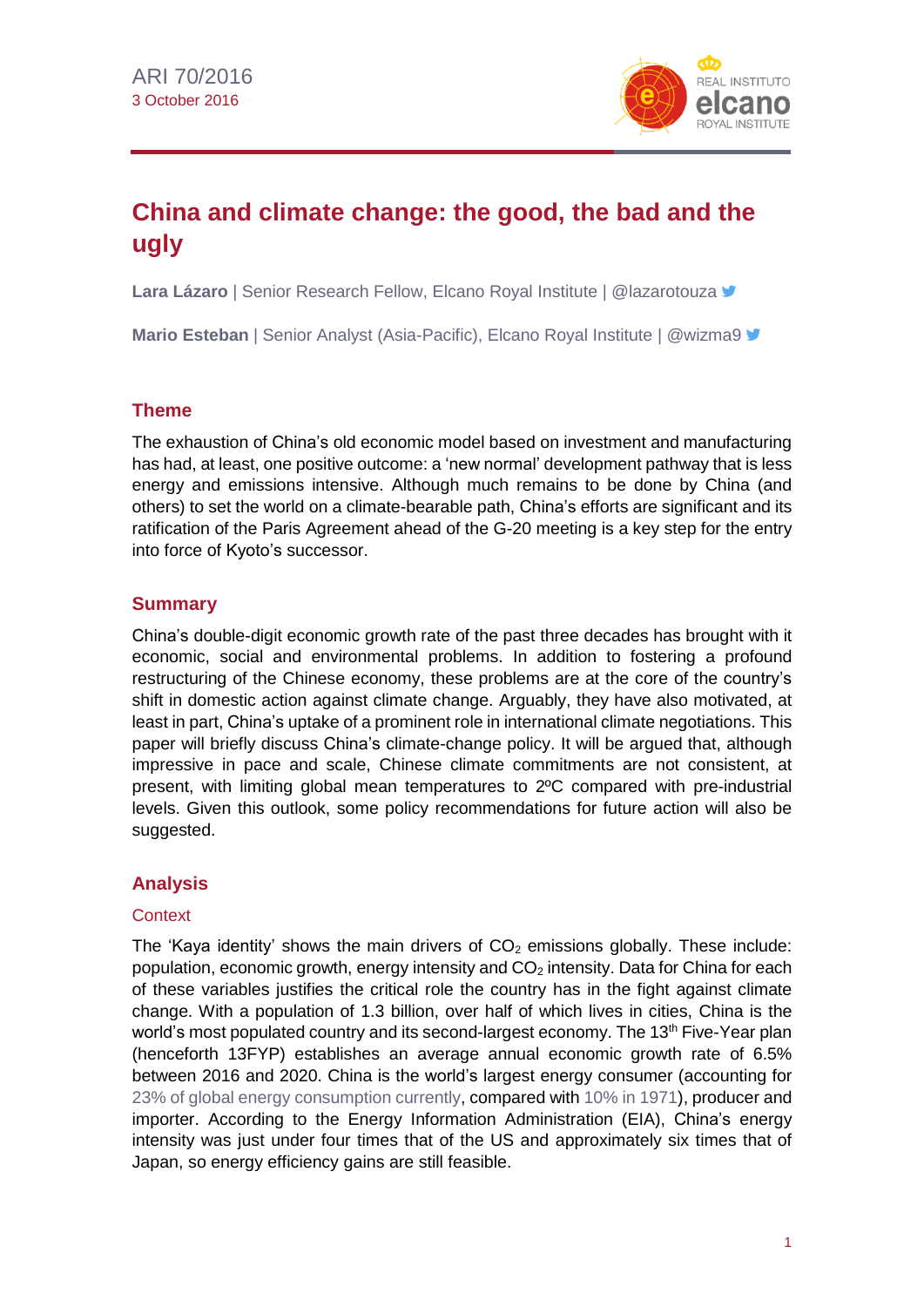ARI 70/2016
3 October 2016

# China and climate change: the good, the bad and the ugly

**Lara Lázaro** | Senior Research Fellow, Elcano Royal Institute | @lazarotouza

**Mario Esteban** | Senior Analyst (Asia-Pacific), Elcano Royal Institute | @wizma9

## Theme

The exhaustion of China's old economic model based on investment and manufacturing has had, at least, one positive outcome: a 'new normal' development pathway that is less energy and emissions intensive. Although much remains to be done by China (and others) to set the world on a climate-bearable path, China's efforts are significant and its ratification of the Paris Agreement ahead of the G-20 meeting is a key step for the entry into force of Kyoto's successor.

## Summary

China's double-digit economic growth rate of the past three decades has brought with it economic, social and environmental problems. In addition to fostering a profound restructuring of the Chinese economy, these problems are at the core of the country's shift in domestic action against climate change. Arguably, they have also motivated, at least in part, China's uptake of a prominent role in international climate negotiations. This paper will briefly discuss China's climate-change policy. It will be argued that, although impressive in pace and scale, Chinese climate commitments are not consistent, at present, with limiting global mean temperatures to 2ºC compared with pre-industrial levels. Given this outlook, some policy recommendations for future action will also be suggested.

## Analysis

### Context

The 'Kaya identity' shows the main drivers of $CO_2$ emissions globally. These include: population, economic growth, energy intensity and $CO_2$ intensity. Data for China for each of these variables justifies the critical role the country has in the fight against climate change. With a population of 1.3 billion, over half of which lives in cities, China is the world's most populated country and its second-largest economy. The 13th Five-Year plan (henceforth 13FYP) establishes an average annual economic growth rate of 6.5% between 2016 and 2020. China is the world's largest energy consumer (accounting for 23% of global energy consumption currently, compared with 10% in 1971), producer and importer. According to the Energy Information Administration (EIA), China's energy intensity was just under four times that of the US and approximately six times that of Japan, so energy efficiency gains are still feasible.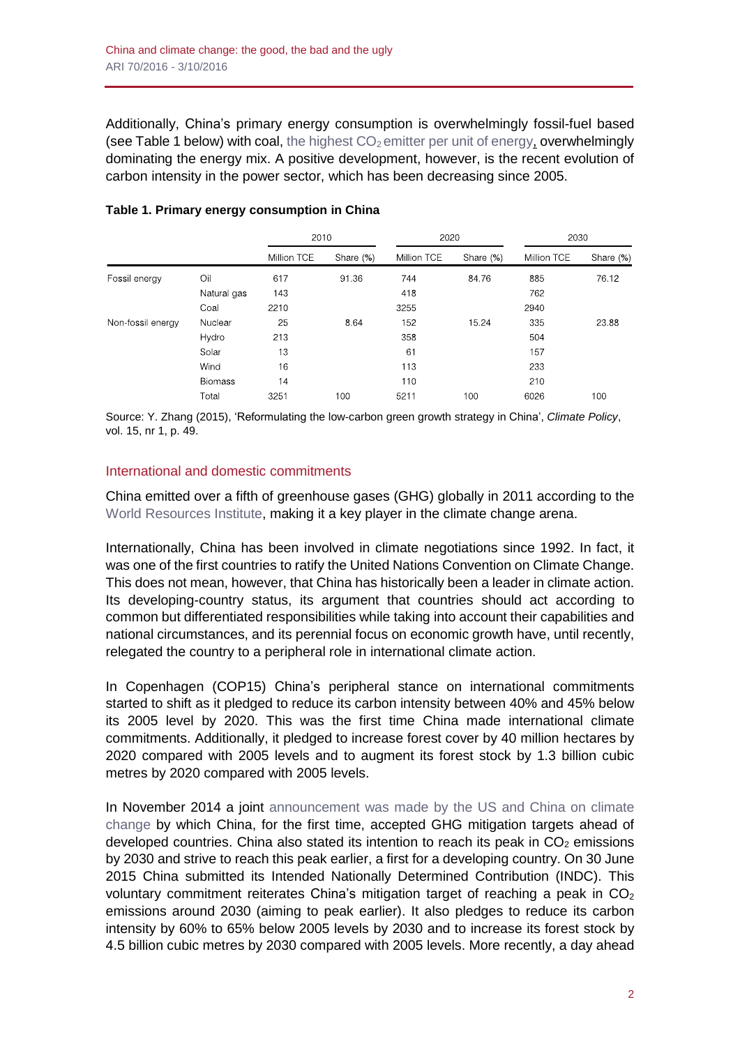Additionally, China's primary energy consumption is overwhelmingly fossil-fuel based (see Table 1 below) with coal, the highest $CO_2$ emitter per unit of energy, overwhelmingly dominating the energy mix. A positive development, however, is the recent evolution of carbon intensity in the power sector, which has been decreasing since 2005.

**Table 1. Primary energy consumption in China**

| | | 2010 | | 2020 | | 2030 | |
|---|---|---|---|---|---|---|---|
| | | Million TCE | Share (%) | Million TCE | Share (%) | Million TCE | Share (%) |
| Fossil energy | Oil | 617 | 91.36 | 744 | 84.76 | 885 | 76.12 |
| | Natural gas | 143 | | 418 | | 762 | |
| | Coal | 2210 | | 3255 | | 2940 | |
| Non-fossil energy | Nuclear | 25 | 8.64 | 152 | 15.24 | 335 | 23.88 |
| | Hydro | 213 | | 358 | | 504 | |
| | Solar | 13 | | 61 | | 157 | |
| | Wind | 16 | | 113 | | 233 | |
| | Biomass | 14 | | 110 | | 210 | |
| | Total | 3251 | 100 | 5211 | 100 | 6026 | 100 |

Source: Y. Zhang (2015), 'Reformulating the low-carbon green growth strategy in China', *Climate Policy*, vol. 15, nr 1, p. 49.

## International and domestic commitments

China emitted over a fifth of greenhouse gases (GHG) globally in 2011 according to the World Resources Institute, making it a key player in the climate change arena.

Internationally, China has been involved in climate negotiations since 1992. In fact, it was one of the first countries to ratify the United Nations Convention on Climate Change. This does not mean, however, that China has historically been a leader in climate action. Its developing-country status, its argument that countries should act according to common but differentiated responsibilities while taking into account their capabilities and national circumstances, and its perennial focus on economic growth have, until recently, relegated the country to a peripheral role in international climate action.

In Copenhagen (COP15) China's peripheral stance on international commitments started to shift as it pledged to reduce its carbon intensity between 40% and 45% below its 2005 level by 2020. This was the first time China made international climate commitments. Additionally, it pledged to increase forest cover by 40 million hectares by 2020 compared with 2005 levels and to augment its forest stock by 1.3 billion cubic metres by 2020 compared with 2005 levels.

In November 2014 a joint announcement was made by the US and China on climate change by which China, for the first time, accepted GHG mitigation targets ahead of developed countries. China also stated its intention to reach its peak in $CO_2$ emissions by 2030 and strive to reach this peak earlier, a first for a developing country. On 30 June 2015 China submitted its Intended Nationally Determined Contribution (INDC). This voluntary commitment reiterates China's mitigation target of reaching a peak in $CO_2$ emissions around 2030 (aiming to peak earlier). It also pledges to reduce its carbon intensity by 60% to 65% below 2005 levels by 2030 and to increase its forest stock by 4.5 billion cubic metres by 2030 compared with 2005 levels. More recently, a day ahead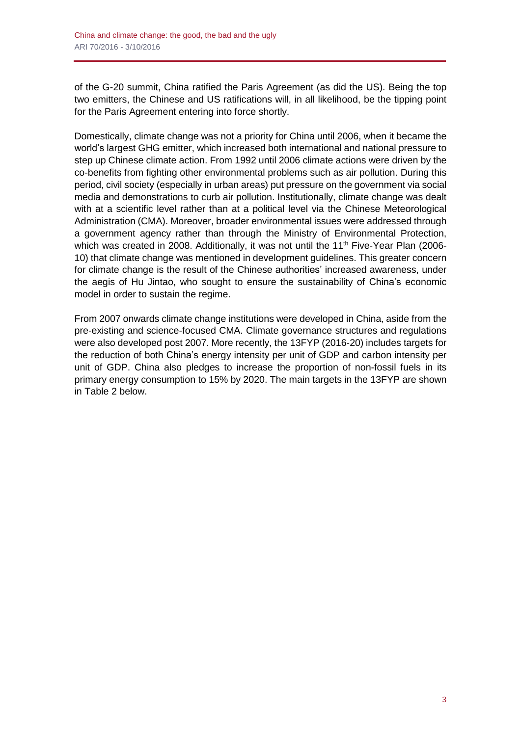of the G-20 summit, China ratified the Paris Agreement (as did the US). Being the top two emitters, the Chinese and US ratifications will, in all likelihood, be the tipping point for the Paris Agreement entering into force shortly.

Domestically, climate change was not a priority for China until 2006, when it became the world's largest GHG emitter, which increased both international and national pressure to step up Chinese climate action. From 1992 until 2006 climate actions were driven by the co-benefits from fighting other environmental problems such as air pollution. During this period, civil society (especially in urban areas) put pressure on the government via social media and demonstrations to curb air pollution. Institutionally, climate change was dealt with at a scientific level rather than at a political level via the Chinese Meteorological Administration (CMA). Moreover, broader environmental issues were addressed through a government agency rather than through the Ministry of Environmental Protection, which was created in 2008. Additionally, it was not until the 11th Five-Year Plan (2006-10) that climate change was mentioned in development guidelines. This greater concern for climate change is the result of the Chinese authorities' increased awareness, under the aegis of Hu Jintao, who sought to ensure the sustainability of China's economic model in order to sustain the regime.

From 2007 onwards climate change institutions were developed in China, aside from the pre-existing and science-focused CMA. Climate governance structures and regulations were also developed post 2007. More recently, the 13FYP (2016-20) includes targets for the reduction of both China's energy intensity per unit of GDP and carbon intensity per unit of GDP. China also pledges to increase the proportion of non-fossil fuels in its primary energy consumption to 15% by 2020. The main targets in the 13FYP are shown in Table 2 below.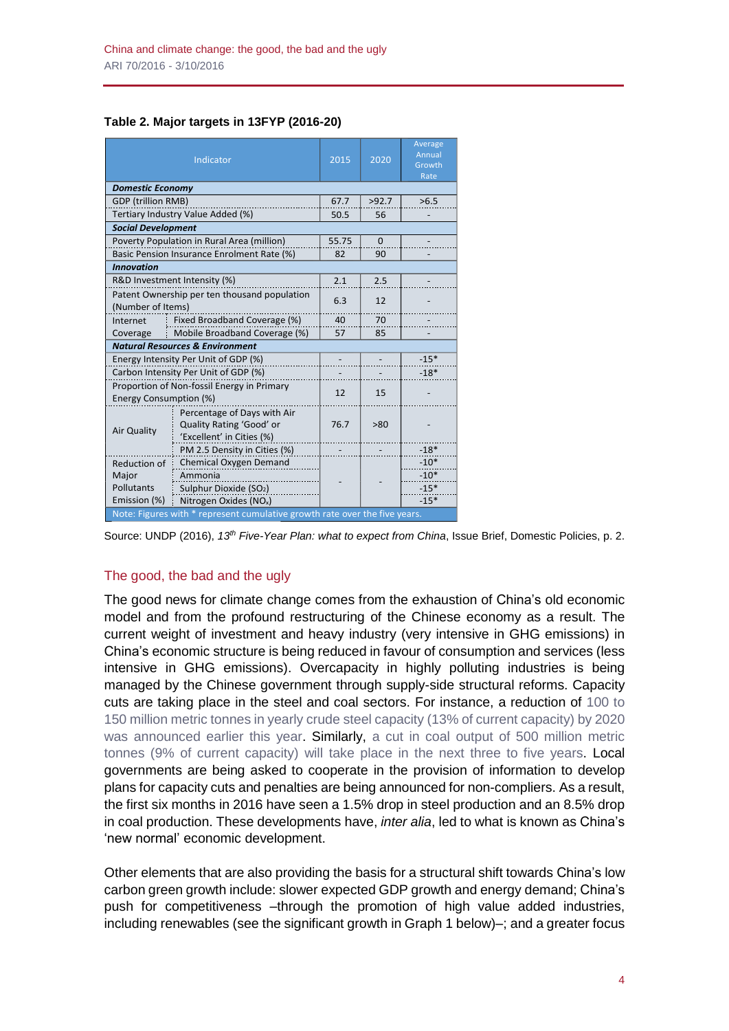**Table 2. Major targets in 13FYP (2016-20)**

| Indicator | | 2015 | 2020 | Average Annual Growth Rate |
|---|---|---|---|---|
| ***Domestic Economy*** | | | | |
| GDP (trillion RMB) | | 67.7 | >92.7 | >6.5 |
| Tertiary Industry Value Added (%) | | 50.5 | 56 | - |
| ***Social Development*** | | | | |
| Poverty Population in Rural Area (million) | | 55.75 | 0 | - |
| Basic Pension Insurance Enrolment Rate (%) | | 82 | 90 | - |
| ***Innovation*** | | | | |
| R&D Investment Intensity (%) | | 2.1 | 2.5 | - |
| Patent Ownership per ten thousand population (Number of Items) | | 6.3 | 12 | - |
| Internet Coverage | Fixed Broadband Coverage (%) | 40 | 70 | - |
| | Mobile Broadband Coverage (%) | 57 | 85 | - |
| ***Natural Resources & Environment*** | | | | |
| Energy Intensity Per Unit of GDP (%) | | - | - | -15* |
| Carbon Intensity Per Unit of GDP (%) | | - | - | -18* |
| Proportion of Non-fossil Energy in Primary Energy Consumption (%) | | 12 | 15 | - |
| Air Quality | Percentage of Days with Air Quality Rating 'Good' or 'Excellent' in Cities (%) | 76.7 | >80 | - |
| | PM 2.5 Density in Cities (%) | - | - | -18* |
| Reduction of Major Pollutants Emission (%) | Chemical Oxygen Demand | - | - | -10* |
| | Ammonia | | | -10* |
| | Sulphur Dioxide ($SO_2$) | | | -15* |
| | Nitrogen Oxides ($NO_x$) | | | -15* |
| Note: Figures with * represent cumulative growth rate over the five years. | | | | |

Source: UNDP (2016), *13th Five-Year Plan: what to expect from China*, Issue Brief, Domestic Policies, p. 2.

## The good, the bad and the ugly

The good news for climate change comes from the exhaustion of China's old economic model and from the profound restructuring of the Chinese economy as a result. The current weight of investment and heavy industry (very intensive in GHG emissions) in China's economic structure is being reduced in favour of consumption and services (less intensive in GHG emissions). Overcapacity in highly polluting industries is being managed by the Chinese government through supply-side structural reforms. Capacity cuts are taking place in the steel and coal sectors. For instance, a reduction of 100 to 150 million metric tonnes in yearly crude steel capacity (13% of current capacity) by 2020 was announced earlier this year. Similarly, a cut in coal output of 500 million metric tonnes (9% of current capacity) will take place in the next three to five years. Local governments are being asked to cooperate in the provision of information to develop plans for capacity cuts and penalties are being announced for non-compliers. As a result, the first six months in 2016 have seen a 1.5% drop in steel production and an 8.5% drop in coal production. These developments have, *inter alia*, led to what is known as China's 'new normal' economic development.

Other elements that are also providing the basis for a structural shift towards China's low carbon green growth include: slower expected GDP growth and energy demand; China's push for competitiveness –through the promotion of high value added industries, including renewables (see the significant growth in Graph 1 below)–; and a greater focus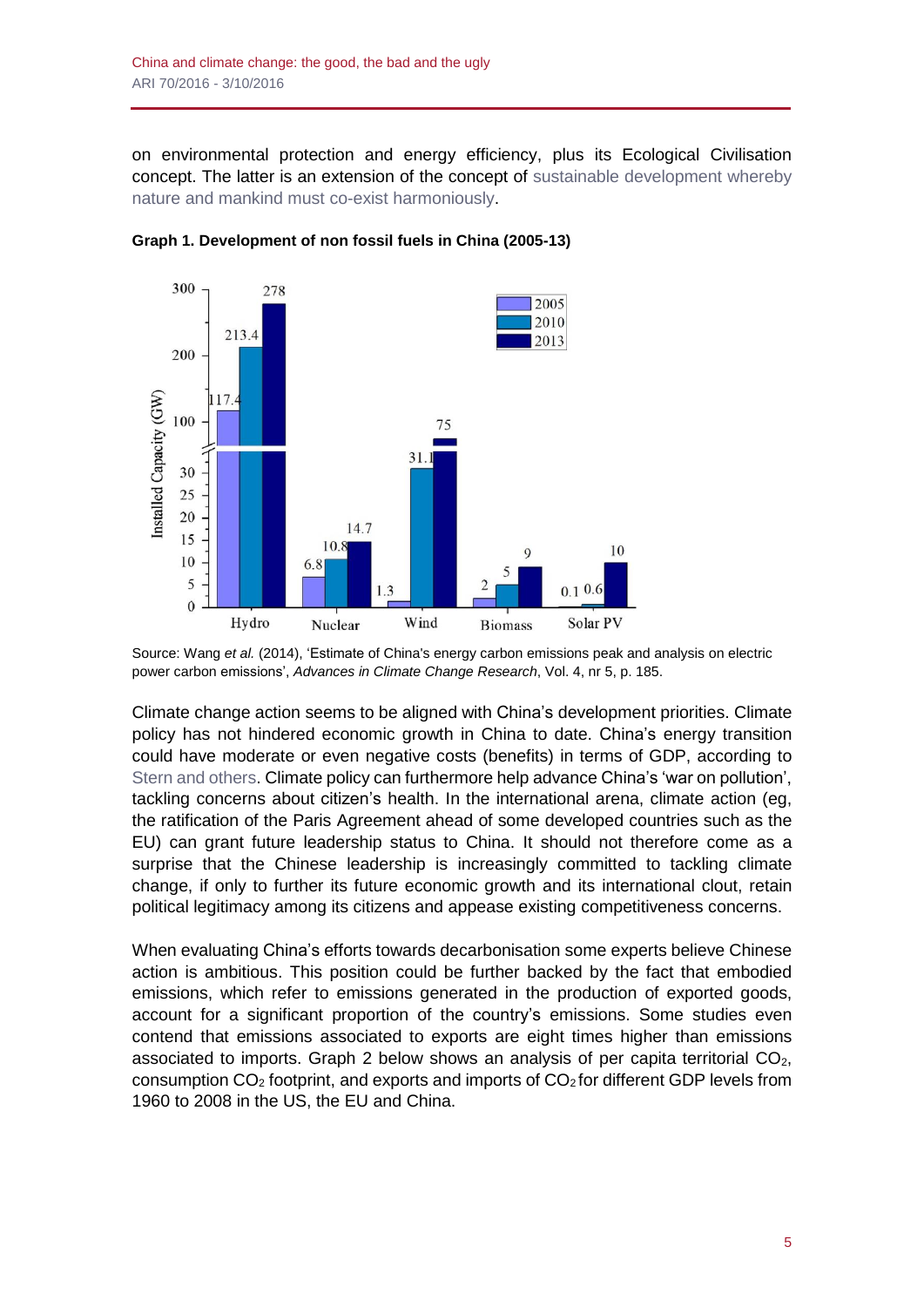on environmental protection and energy efficiency, plus its Ecological Civilisation concept. The latter is an extension of the concept of sustainable development whereby nature and mankind must co-exist harmoniously.

**Graph 1. Development of non fossil fuels in China (2005-13)**

Source: Wang *et al.* (2014), 'Estimate of China's energy carbon emissions peak and analysis on electric power carbon emissions', *Advances in Climate Change Research*, Vol. 4, nr 5, p. 185.

Climate change action seems to be aligned with China's development priorities. Climate policy has not hindered economic growth in China to date. China's energy transition could have moderate or even negative costs (benefits) in terms of GDP, according to Stern and others. Climate policy can furthermore help advance China's 'war on pollution', tackling concerns about citizen's health. In the international arena, climate action (eg, the ratification of the Paris Agreement ahead of some developed countries such as the EU) can grant future leadership status to China. It should not therefore come as a surprise that the Chinese leadership is increasingly committed to tackling climate change, if only to further its future economic growth and its international clout, retain political legitimacy among its citizens and appease existing competitiveness concerns.

When evaluating China's efforts towards decarbonisation some experts believe Chinese action is ambitious. This position could be further backed by the fact that embodied emissions, which refer to emissions generated in the production of exported goods, account for a significant proportion of the country's emissions. Some studies even contend that emissions associated to exports are eight times higher than emissions associated to imports. Graph 2 below shows an analysis of per capita territorial $CO_2$, consumption $CO_2$ footprint, and exports and imports of $CO_2$ for different GDP levels from 1960 to 2008 in the US, the EU and China.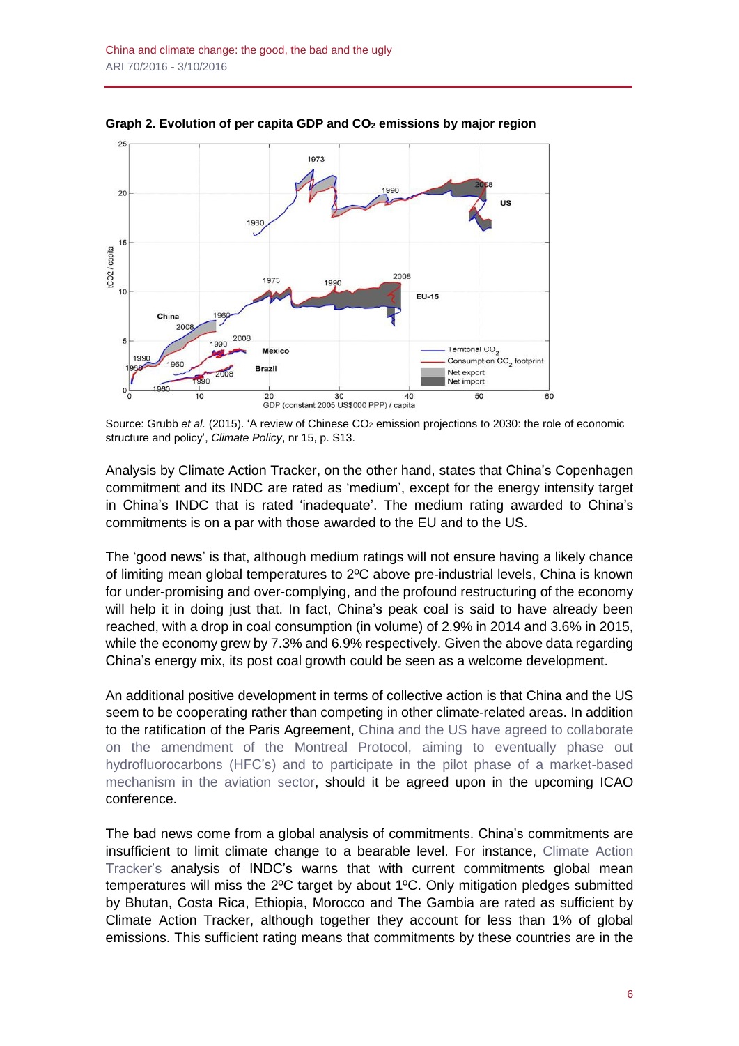**Graph 2. Evolution of per capita GDP and $CO_2$ emissions by major region**

Source: Grubb *et al.* (2015). 'A review of Chinese $CO_2$ emission projections to 2030: the role of economic structure and policy', *Climate Policy*, nr 15, p. S13.

Analysis by Climate Action Tracker, on the other hand, states that China's Copenhagen commitment and its INDC are rated as 'medium', except for the energy intensity target in China's INDC that is rated 'inadequate'. The medium rating awarded to China's commitments is on a par with those awarded to the EU and to the US.

The 'good news' is that, although medium ratings will not ensure having a likely chance of limiting mean global temperatures to 2ºC above pre-industrial levels, China is known for under-promising and over-complying, and the profound restructuring of the economy will help it in doing just that. In fact, China's peak coal is said to have already been reached, with a drop in coal consumption (in volume) of 2.9% in 2014 and 3.6% in 2015, while the economy grew by 7.3% and 6.9% respectively. Given the above data regarding China's energy mix, its post coal growth could be seen as a welcome development.

An additional positive development in terms of collective action is that China and the US seem to be cooperating rather than competing in other climate-related areas. In addition to the ratification of the Paris Agreement, China and the US have agreed to collaborate on the amendment of the Montreal Protocol, aiming to eventually phase out hydrofluorocarbons (HFC's) and to participate in the pilot phase of a market-based mechanism in the aviation sector, should it be agreed upon in the upcoming ICAO conference.

The bad news come from a global analysis of commitments. China's commitments are insufficient to limit climate change to a bearable level. For instance, Climate Action Tracker's analysis of INDC's warns that with current commitments global mean temperatures will miss the 2ºC target by about 1ºC. Only mitigation pledges submitted by Bhutan, Costa Rica, Ethiopia, Morocco and The Gambia are rated as sufficient by Climate Action Tracker, although together they account for less than 1% of global emissions. This sufficient rating means that commitments by these countries are in the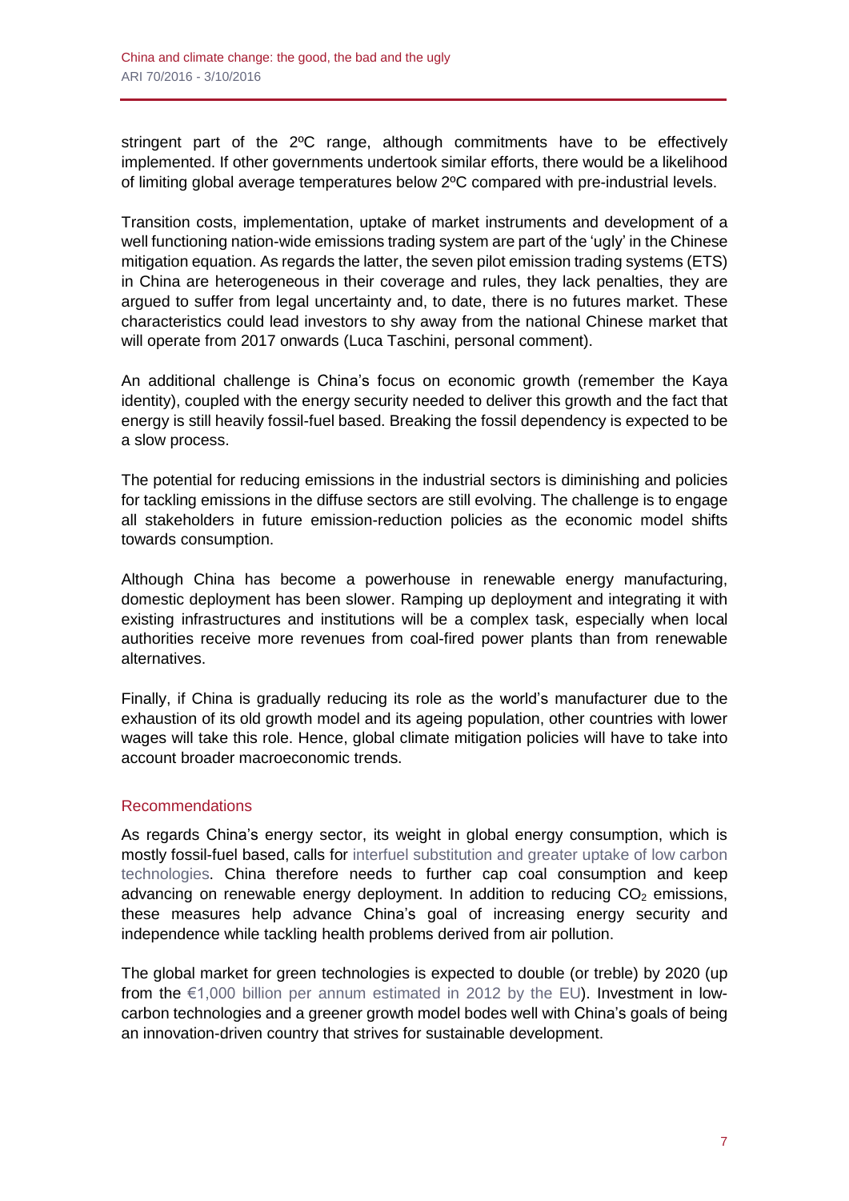stringent part of the 2ºC range, although commitments have to be effectively implemented. If other governments undertook similar efforts, there would be a likelihood of limiting global average temperatures below 2ºC compared with pre-industrial levels.

Transition costs, implementation, uptake of market instruments and development of a well functioning nation-wide emissions trading system are part of the 'ugly' in the Chinese mitigation equation. As regards the latter, the seven pilot emission trading systems (ETS) in China are heterogeneous in their coverage and rules, they lack penalties, they are argued to suffer from legal uncertainty and, to date, there is no futures market. These characteristics could lead investors to shy away from the national Chinese market that will operate from 2017 onwards (Luca Taschini, personal comment).

An additional challenge is China's focus on economic growth (remember the Kaya identity), coupled with the energy security needed to deliver this growth and the fact that energy is still heavily fossil-fuel based. Breaking the fossil dependency is expected to be a slow process.

The potential for reducing emissions in the industrial sectors is diminishing and policies for tackling emissions in the diffuse sectors are still evolving. The challenge is to engage all stakeholders in future emission-reduction policies as the economic model shifts towards consumption.

Although China has become a powerhouse in renewable energy manufacturing, domestic deployment has been slower. Ramping up deployment and integrating it with existing infrastructures and institutions will be a complex task, especially when local authorities receive more revenues from coal-fired power plants than from renewable alternatives.

Finally, if China is gradually reducing its role as the world's manufacturer due to the exhaustion of its old growth model and its ageing population, other countries with lower wages will take this role. Hence, global climate mitigation policies will have to take into account broader macroeconomic trends.

## Recommendations

As regards China's energy sector, its weight in global energy consumption, which is mostly fossil-fuel based, calls for interfuel substitution and greater uptake of low carbon technologies. China therefore needs to further cap coal consumption and keep advancing on renewable energy deployment. In addition to reducing $CO_2$ emissions, these measures help advance China's goal of increasing energy security and independence while tackling health problems derived from air pollution.

The global market for green technologies is expected to double (or treble) by 2020 (up from the €1,000 billion per annum estimated in 2012 by the EU). Investment in low-carbon technologies and a greener growth model bodes well with China's goals of being an innovation-driven country that strives for sustainable development.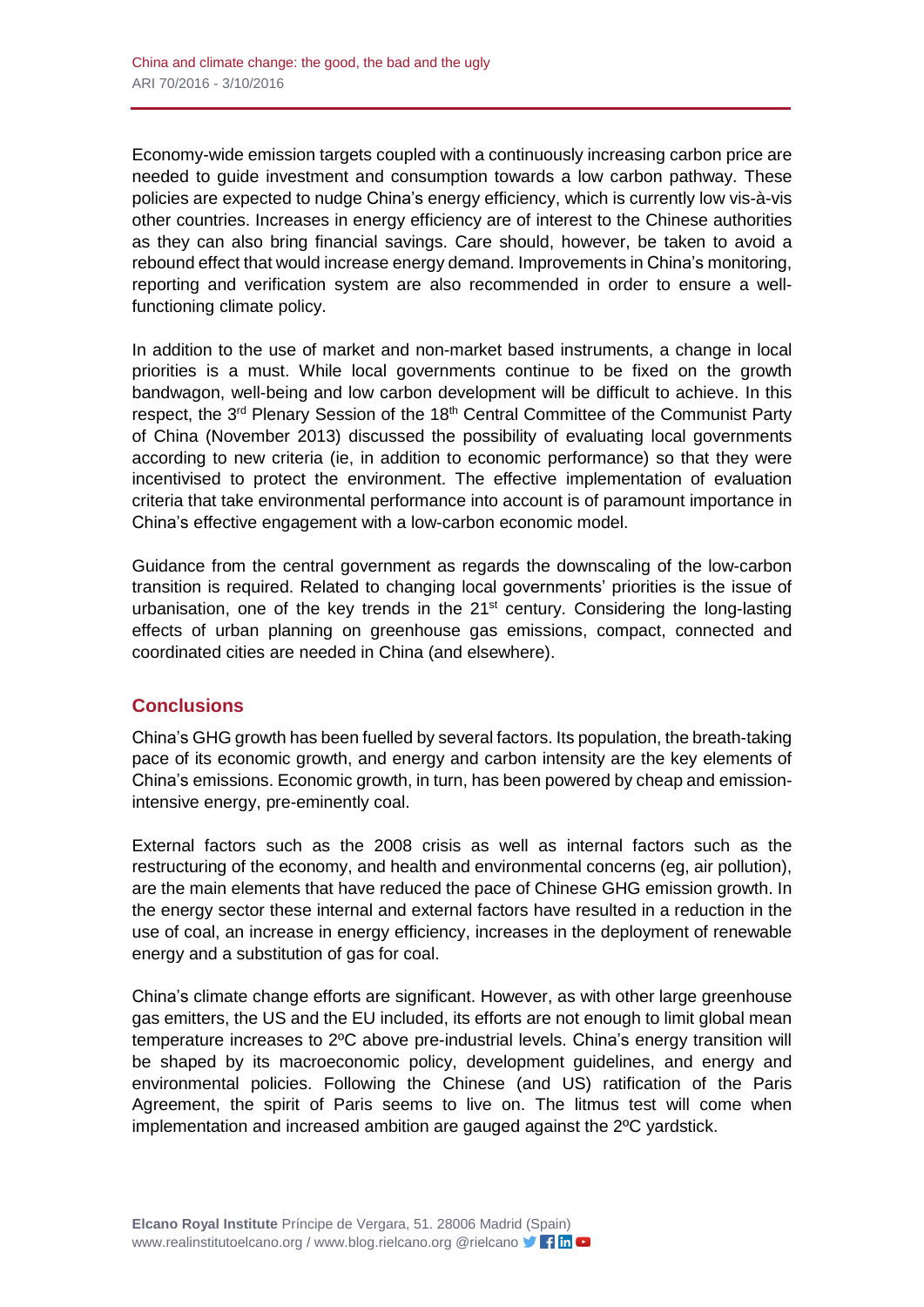Economy-wide emission targets coupled with a continuously increasing carbon price are needed to guide investment and consumption towards a low carbon pathway. These policies are expected to nudge China's energy efficiency, which is currently low vis-à-vis other countries. Increases in energy efficiency are of interest to the Chinese authorities as they can also bring financial savings. Care should, however, be taken to avoid a rebound effect that would increase energy demand. Improvements in China's monitoring, reporting and verification system are also recommended in order to ensure a well-functioning climate policy.

In addition to the use of market and non-market based instruments, a change in local priorities is a must. While local governments continue to be fixed on the growth bandwagon, well-being and low carbon development will be difficult to achieve. In this respect, the 3rd Plenary Session of the 18th Central Committee of the Communist Party of China (November 2013) discussed the possibility of evaluating local governments according to new criteria (ie, in addition to economic performance) so that they were incentivised to protect the environment. The effective implementation of evaluation criteria that take environmental performance into account is of paramount importance in China's effective engagement with a low-carbon economic model.

Guidance from the central government as regards the downscaling of the low-carbon transition is required. Related to changing local governments' priorities is the issue of urbanisation, one of the key trends in the 21st century. Considering the long-lasting effects of urban planning on greenhouse gas emissions, compact, connected and coordinated cities are needed in China (and elsewhere).

## Conclusions

China's GHG growth has been fuelled by several factors. Its population, the breath-taking pace of its economic growth, and energy and carbon intensity are the key elements of China's emissions. Economic growth, in turn, has been powered by cheap and emission-intensive energy, pre-eminently coal.

External factors such as the 2008 crisis as well as internal factors such as the restructuring of the economy, and health and environmental concerns (eg, air pollution), are the main elements that have reduced the pace of Chinese GHG emission growth. In the energy sector these internal and external factors have resulted in a reduction in the use of coal, an increase in energy efficiency, increases in the deployment of renewable energy and a substitution of gas for coal.

China's climate change efforts are significant. However, as with other large greenhouse gas emitters, the US and the EU included, its efforts are not enough to limit global mean temperature increases to 2ºC above pre-industrial levels. China's energy transition will be shaped by its macroeconomic policy, development guidelines, and energy and environmental policies. Following the Chinese (and US) ratification of the Paris Agreement, the spirit of Paris seems to live on. The litmus test will come when implementation and increased ambition are gauged against the 2ºC yardstick.